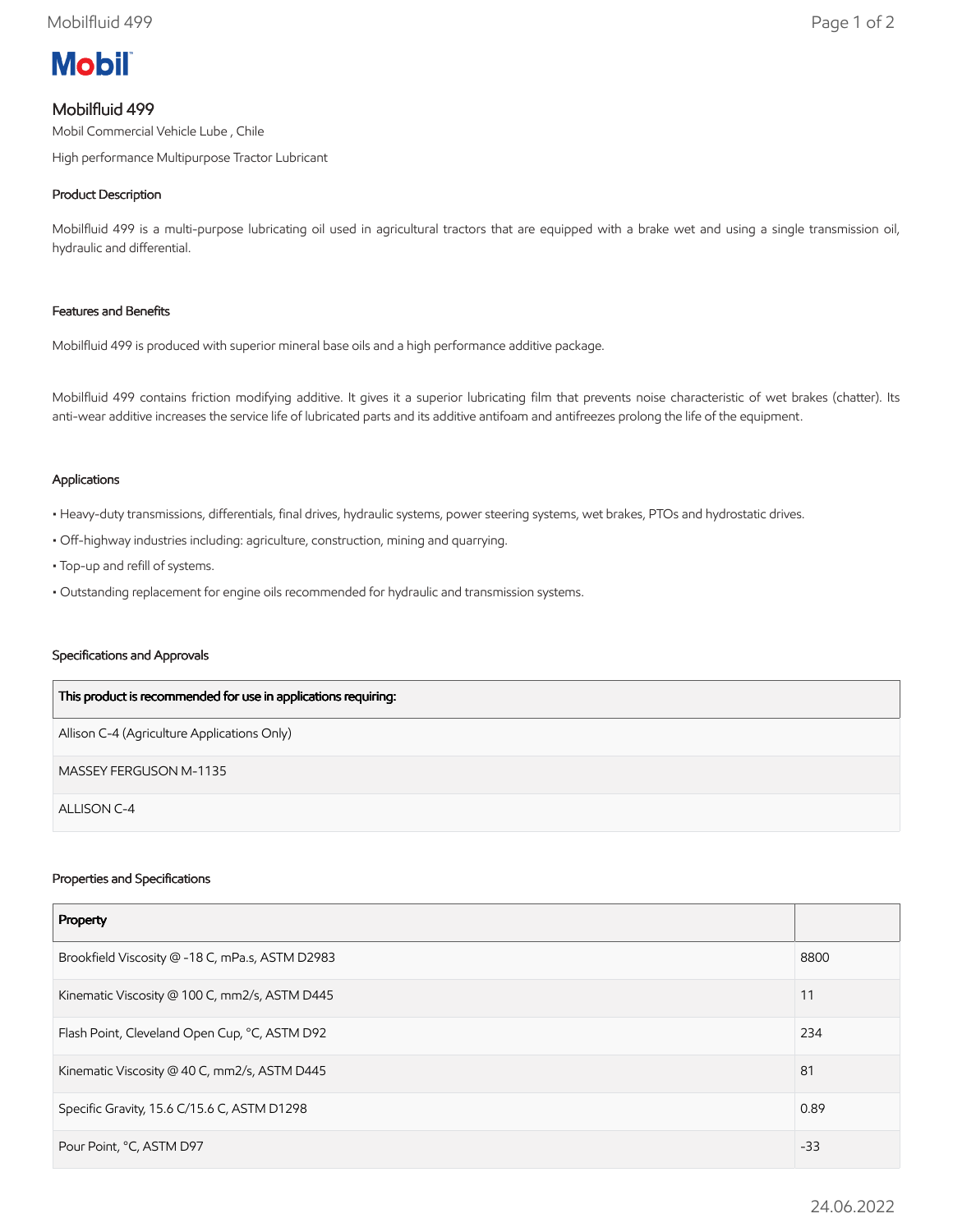Mobil

# Mobilfluid 499

Mobil Commercial Vehicle Lube , Chile

High performance Multipurpose Tractor Lubricant

## Product Description

Mobilfluid 499 is a multi-purpose lubricating oil used in agricultural tractors that are equipped with a brake wet and using a single transmission oil, hydraulic and differential.

## Features and Benefits

Mobilfluid 499 is produced with superior mineral base oils and a high performance additive package.

Mobilfluid 499 contains friction modifying additive. It gives it a superior lubricating film that prevents noise characteristic of wet brakes (chatter). Its anti-wear additive increases the service life of lubricated parts and its additive antifoam and antifreezes prolong the life of the equipment.

## Applications

- Heavy-duty transmissions, differentials, final drives, hydraulic systems, power steering systems, wet brakes, PTOs and hydrostatic drives.
- Off-highway industries including: agriculture, construction, mining and quarrying.
- Top-up and refill of systems.
- Outstanding replacement for engine oils recommended for hydraulic and transmission systems.

## Specifications and Approvals

| This product is recommended for use in applications requiring: |
| --- |
| Allison C-4 (Agriculture Applications Only) |
| MASSEY FERGUSON M-1135 |
| ALLISON C-4 |

## Properties and Specifications

| Property | |
| --- | --- |
| Brookfield Viscosity @ -18 C, mPa.s, ASTM D2983 | 8800 |
| Kinematic Viscosity @ 100 C, mm2/s, ASTM D445 | 11 |
| Flash Point, Cleveland Open Cup, °C, ASTM D92 | 234 |
| Kinematic Viscosity @ 40 C, mm2/s, ASTM D445 | 81 |
| Specific Gravity, 15.6 C/15.6 C, ASTM D1298 | 0.89 |
| Pour Point, °C, ASTM D97 | -33 |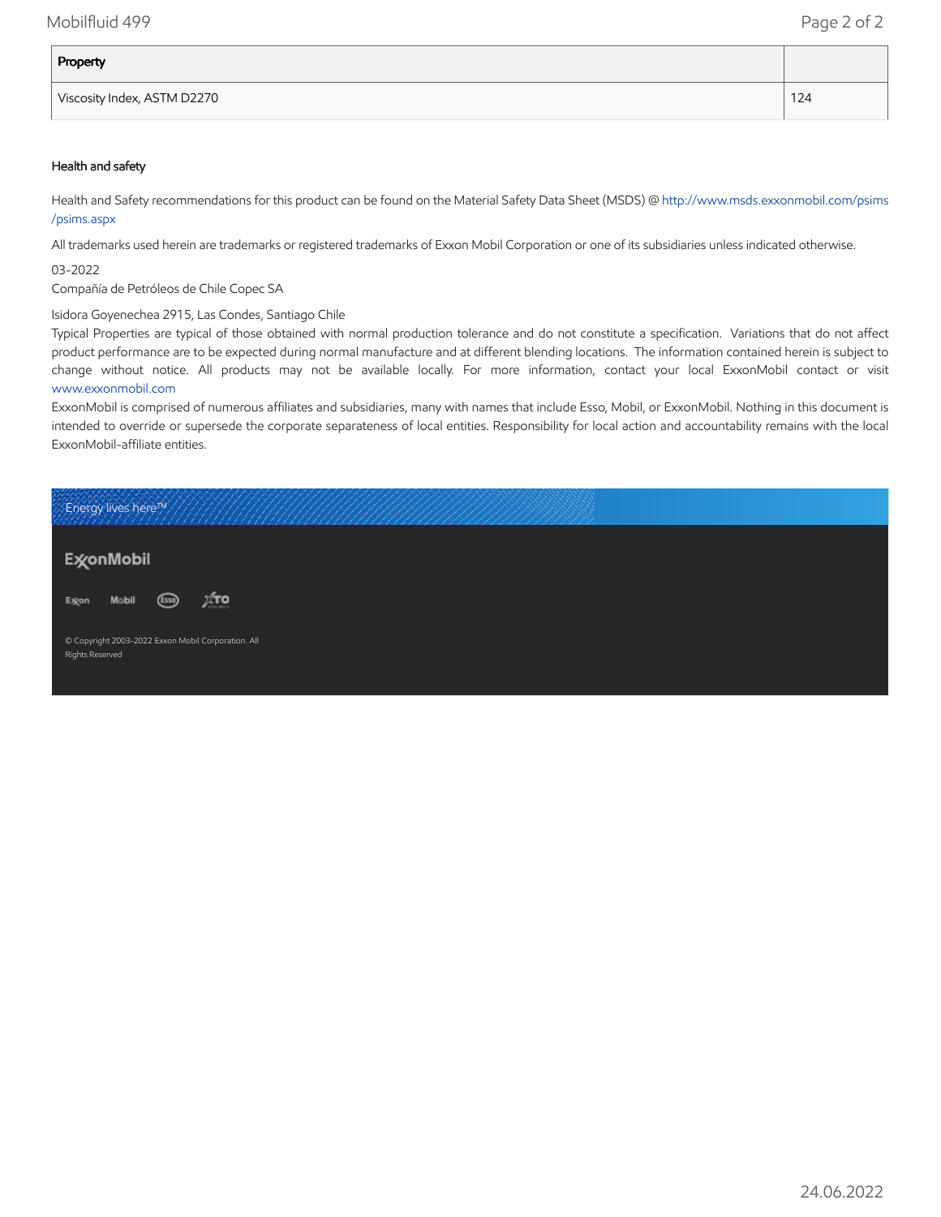| Property | |
|---|---|
| Viscosity Index, ASTM D2270 | 124 |

### Health and safety

Health and Safety recommendations for this product can be found on the Material Safety Data Sheet (MSDS) @ http://www.msds.exxonmobil.com/psims/psims.aspx

All trademarks used herein are trademarks or registered trademarks of Exxon Mobil Corporation or one of its subsidiaries unless indicated otherwise.

03-2022

Compañía de Petróleos de Chile Copec SA

Isidora Goyenechea 2915, Las Condes, Santiago Chile

Typical Properties are typical of those obtained with normal production tolerance and do not constitute a specification. Variations that do not affect product performance are to be expected during normal manufacture and at different blending locations. The information contained herein is subject to change without notice. All products may not be available locally. For more information, contact your local ExxonMobil contact or visit www.exxonmobil.com

ExxonMobil is comprised of numerous affiliates and subsidiaries, many with names that include Esso, Mobil, or ExxonMobil. Nothing in this document is intended to override or supersede the corporate separateness of local entities. Responsibility for local action and accountability remains with the local ExxonMobil-affiliate entities.

Energy lives here™

ExxonMobil

Exxon Mobil Esso XTO

© Copyright 2003-2022 Exxon Mobil Corporation. All Rights Reserved

24.06.2022